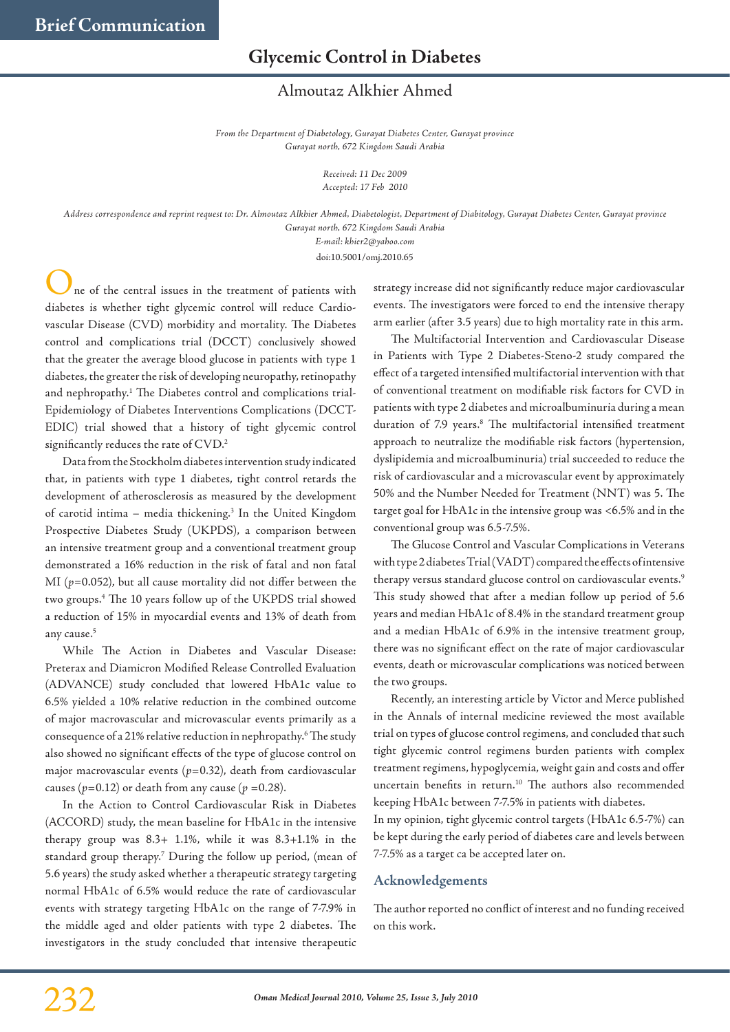Brief Communication

# Glycemic Control in Diabetes

Almoutaz Alkhier Ahmed

*From the Department of Diabetology, Gurayat Diabetes Center, Gurayat province Gurayat north, 672 Kingdom Saudi Arabia*

*Received: 11 Dec 2009*
*Accepted: 17 Feb 2010*

*Address correspondence and reprint request to: Dr. Almoutaz Alkhier Ahmed, Diabetologist, Department of Diabitology, Gurayat Diabetes Center, Gurayat province Gurayat north, 672 Kingdom Saudi Arabia*
*E-mail: khier2@yahoo.com*
doi:10.5001/omj.2010.65

One of the central issues in the treatment of patients with diabetes is whether tight glycemic control will reduce Cardio-vascular Disease (CVD) morbidity and mortality. The Diabetes control and complications trial (DCCT) conclusively showed that the greater the average blood glucose in patients with type 1 diabetes, the greater the risk of developing neuropathy, retinopathy and nephropathy.[1] The Diabetes control and complications trial-Epidemiology of Diabetes Interventions Complications (DCCT-EDIC) trial showed that a history of tight glycemic control significantly reduces the rate of CVD.[2]

Data from the Stockholm diabetes intervention study indicated that, in patients with type 1 diabetes, tight control retards the development of atherosclerosis as measured by the development of carotid intima – media thickening.[3] In the United Kingdom Prospective Diabetes Study (UKPDS), a comparison between an intensive treatment group and a conventional treatment group demonstrated a 16% reduction in the risk of fatal and non fatal MI ($p$=0.052), but all cause mortality did not differ between the two groups.[4] The 10 years follow up of the UKPDS trial showed a reduction of 15% in myocardial events and 13% of death from any cause.[5]

While The Action in Diabetes and Vascular Disease: Preterax and Diamicron Modified Release Controlled Evaluation (ADVANCE) study concluded that lowered HbA1c value to 6.5% yielded a 10% relative reduction in the combined outcome of major macrovascular and microvascular events primarily as a consequence of a 21% relative reduction in nephropathy.[6] The study also showed no significant effects of the type of glucose control on major macrovascular events ($p$=0.32), death from cardiovascular causes ($p$=0.12) or death from any cause ($p$ =0.28).

In the Action to Control Cardiovascular Risk in Diabetes (ACCORD) study, the mean baseline for HbA1c in the intensive therapy group was 8.3+ 1.1%, while it was 8.3+1.1% in the standard group therapy.[7] During the follow up period, (mean of 5.6 years) the study asked whether a therapeutic strategy targeting normal HbA1c of 6.5% would reduce the rate of cardiovascular events with strategy targeting HbA1c on the range of 7-7.9% in the middle aged and older patients with type 2 diabetes. The investigators in the study concluded that intensive therapeutic strategy increase did not significantly reduce major cardiovascular events. The investigators were forced to end the intensive therapy arm earlier (after 3.5 years) due to high mortality rate in this arm.

The Multifactorial Intervention and Cardiovascular Disease in Patients with Type 2 Diabetes-Steno-2 study compared the effect of a targeted intensified multifactorial intervention with that of conventional treatment on modifiable risk factors for CVD in patients with type 2 diabetes and microalbuminuria during a mean duration of 7.9 years.[8] The multifactorial intensified treatment approach to neutralize the modifiable risk factors (hypertension, dyslipidemia and microalbuminuria) trial succeeded to reduce the risk of cardiovascular and a microvascular event by approximately 50% and the Number Needed for Treatment (NNT) was 5. The target goal for HbA1c in the intensive group was <6.5% and in the conventional group was 6.5-7.5%.

The Glucose Control and Vascular Complications in Veterans with type 2 diabetes Trial (VADT) compared the effects of intensive therapy versus standard glucose control on cardiovascular events.[9] This study showed that after a median follow up period of 5.6 years and median HbA1c of 8.4% in the standard treatment group and a median HbA1c of 6.9% in the intensive treatment group, there was no significant effect on the rate of major cardiovascular events, death or microvascular complications was noticed between the two groups.

Recently, an interesting article by Victor and Merce published in the Annals of internal medicine reviewed the most available trial on types of glucose control regimens, and concluded that such tight glycemic control regimens burden patients with complex treatment regimens, hypoglycemia, weight gain and costs and offer uncertain benefits in return.[10] The authors also recommended keeping HbA1c between 7-7.5% in patients with diabetes.

In my opinion, tight glycemic control targets (HbA1c 6.5-7%) can be kept during the early period of diabetes care and levels between 7-7.5% as a target ca be accepted later on.

## Acknowledgements

The author reported no conflict of interest and no funding received on this work.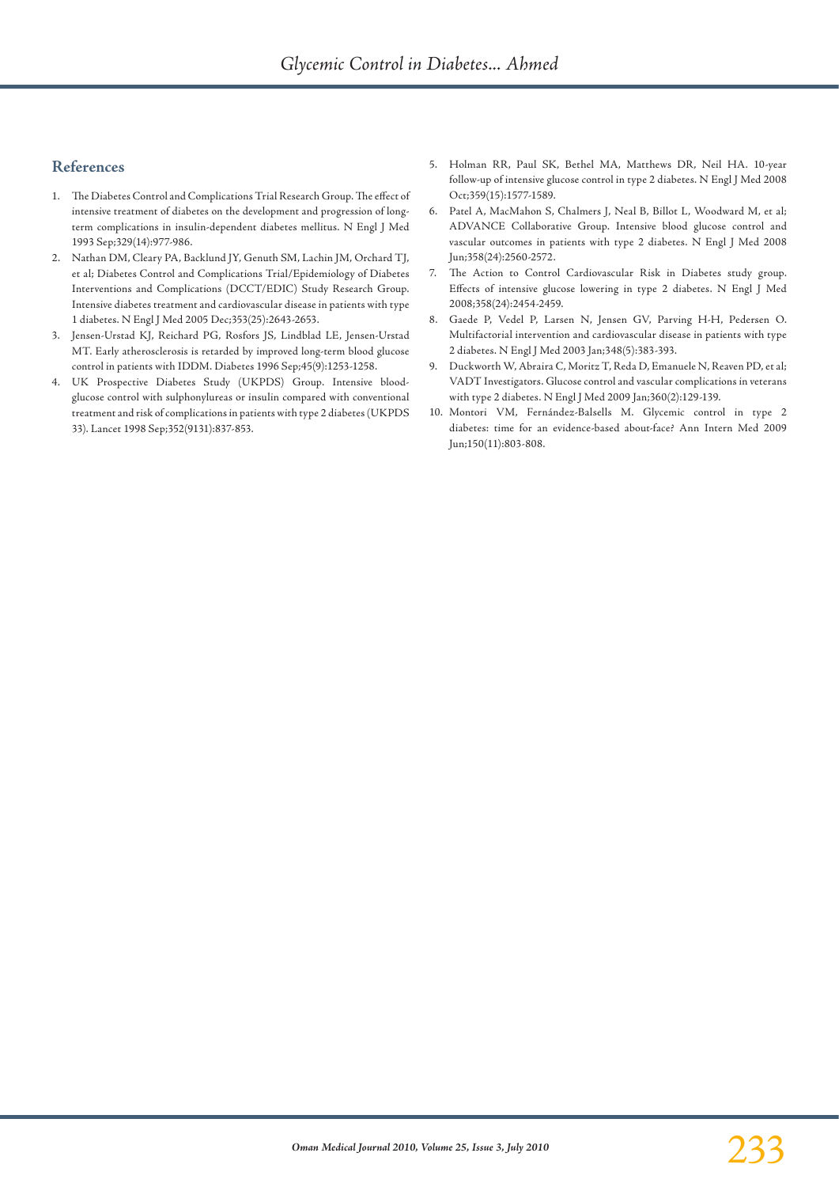## References

1. The Diabetes Control and Complications Trial Research Group. The effect of intensive treatment of diabetes on the development and progression of long-term complications in insulin-dependent diabetes mellitus. N Engl J Med 1993 Sep;329(14):977-986.
2. Nathan DM, Cleary PA, Backlund JY, Genuth SM, Lachin JM, Orchard TJ, et al; Diabetes Control and Complications Trial/Epidemiology of Diabetes Interventions and Complications (DCCT/EDIC) Study Research Group. Intensive diabetes treatment and cardiovascular disease in patients with type 1 diabetes. N Engl J Med 2005 Dec;353(25):2643-2653.
3. Jensen-Urstad KJ, Reichard PG, Rosfors JS, Lindblad LE, Jensen-Urstad MT. Early atherosclerosis is retarded by improved long-term blood glucose control in patients with IDDM. Diabetes 1996 Sep;45(9):1253-1258.
4. UK Prospective Diabetes Study (UKPDS) Group. Intensive blood-glucose control with sulphonylureas or insulin compared with conventional treatment and risk of complications in patients with type 2 diabetes (UKPDS 33). Lancet 1998 Sep;352(9131):837-853.
5. Holman RR, Paul SK, Bethel MA, Matthews DR, Neil HA. 10-year follow-up of intensive glucose control in type 2 diabetes. N Engl J Med 2008 Oct;359(15):1577-1589.
6. Patel A, MacMahon S, Chalmers J, Neal B, Billot L, Woodward M, et al; ADVANCE Collaborative Group. Intensive blood glucose control and vascular outcomes in patients with type 2 diabetes. N Engl J Med 2008 Jun;358(24):2560-2572.
7. The Action to Control Cardiovascular Risk in Diabetes study group. Effects of intensive glucose lowering in type 2 diabetes. N Engl J Med 2008;358(24):2454-2459.
8. Gaede P, Vedel P, Larsen N, Jensen GV, Parving H-H, Pedersen O. Multifactorial intervention and cardiovascular disease in patients with type 2 diabetes. N Engl J Med 2003 Jan;348(5):383-393.
9. Duckworth W, Abraira C, Moritz T, Reda D, Emanuele N, Reaven PD, et al; VADT Investigators. Glucose control and vascular complications in veterans with type 2 diabetes. N Engl J Med 2009 Jan;360(2):129-139.
10. Montori VM, Fernández-Balsells M. Glycemic control in type 2 diabetes: time for an evidence-based about-face? Ann Intern Med 2009 Jun;150(11):803-808.